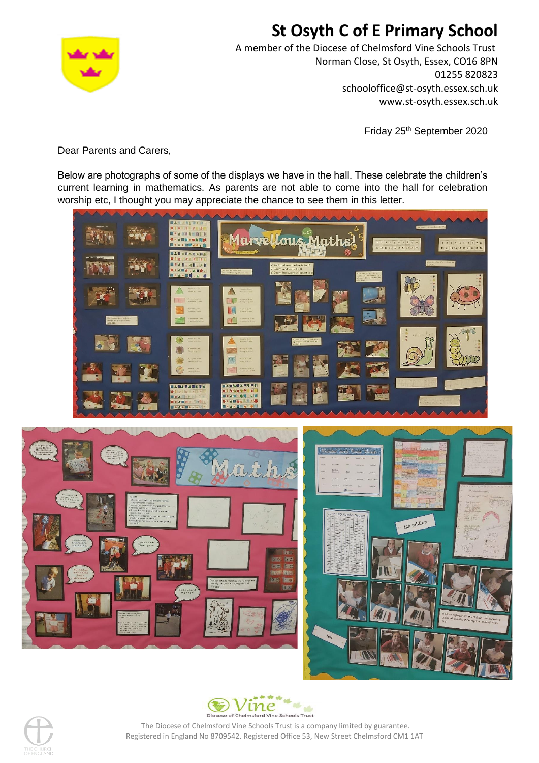# St Osyth C of E Primary School

A member of the Diocese of Chelmsford Vine Schools Trust
Norman Close, St Osyth, Essex, CO16 8PN
01255 820823
schooloffice@st-osyth.essex.sch.uk
www.st-osyth.essex.sch.uk

Friday 25th September 2020

Dear Parents and Carers,

Below are photographs of some of the displays we have in the hall. These celebrate the children's current learning in mathematics. As parents are not able to come into the hall for celebration worship etc, I thought you may appreciate the chance to see them in this letter.

The Diocese of Chelmsford Vine Schools Trust is a company limited by guarantee.
Registered in England No 8709542. Registered Office 53, New Street Chelmsford CM1 1AT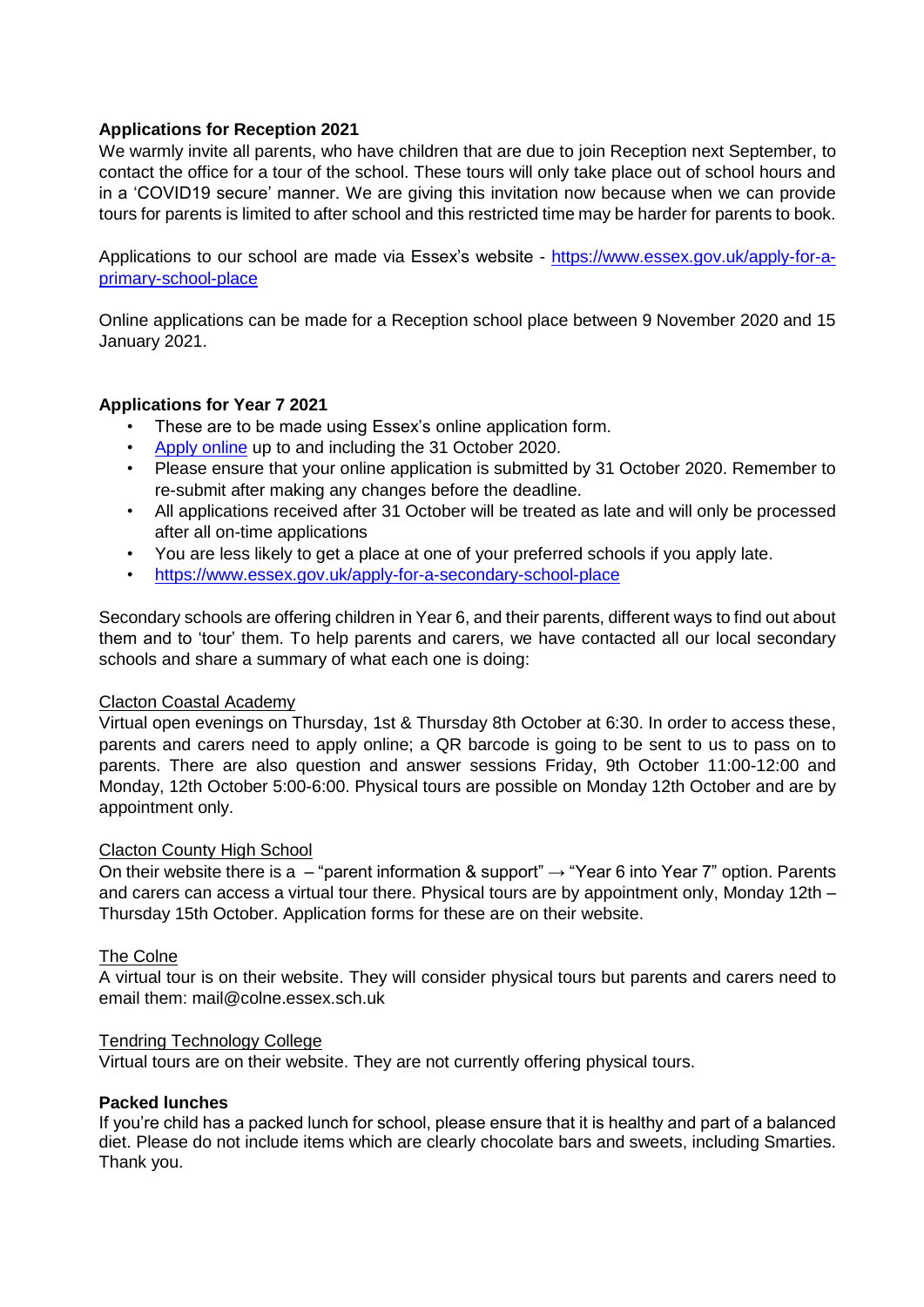**Applications for Reception 2021**

We warmly invite all parents, who have children that are due to join Reception next September, to contact the office for a tour of the school. These tours will only take place out of school hours and in a 'COVID19 secure' manner. We are giving this invitation now because when we can provide tours for parents is limited to after school and this restricted time may be harder for parents to book.

Applications to our school are made via Essex's website - [https://www.essex.gov.uk/apply-for-a-primary-school-place](https://www.essex.gov.uk/apply-for-a-primary-school-place)

Online applications can be made for a Reception school place between 9 November 2020 and 15 January 2021.

**Applications for Year 7 2021**

- These are to be made using Essex's online application form.
- Apply online up to and including the 31 October 2020.
- Please ensure that your online application is submitted by 31 October 2020. Remember to re-submit after making any changes before the deadline.
- All applications received after 31 October will be treated as late and will only be processed after all on-time applications
- You are less likely to get a place at one of your preferred schools if you apply late.
- [https://www.essex.gov.uk/apply-for-a-secondary-school-place](https://www.essex.gov.uk/apply-for-a-secondary-school-place)

Secondary schools are offering children in Year 6, and their parents, different ways to find out about them and to 'tour' them. To help parents and carers, we have contacted all our local secondary schools and share a summary of what each one is doing:

Clacton Coastal Academy

Virtual open evenings on Thursday, 1st & Thursday 8th October at 6:30. In order to access these, parents and carers need to apply online; a QR barcode is going to be sent to us to pass on to parents. There are also question and answer sessions Friday, 9th October 11:00-12:00 and Monday, 12th October 5:00-6:00. Physical tours are possible on Monday 12th October and are by appointment only.

Clacton County High School

On their website there is a – "parent information & support" → "Year 6 into Year 7" option. Parents and carers can access a virtual tour there. Physical tours are by appointment only, Monday 12th – Thursday 15th October. Application forms for these are on their website.

The Colne

A virtual tour is on their website. They will consider physical tours but parents and carers need to email them: mail@colne.essex.sch.uk

Tendring Technology College

Virtual tours are on their website. They are not currently offering physical tours.

**Packed lunches**

If you're child has a packed lunch for school, please ensure that it is healthy and part of a balanced diet. Please do not include items which are clearly chocolate bars and sweets, including Smarties. Thank you.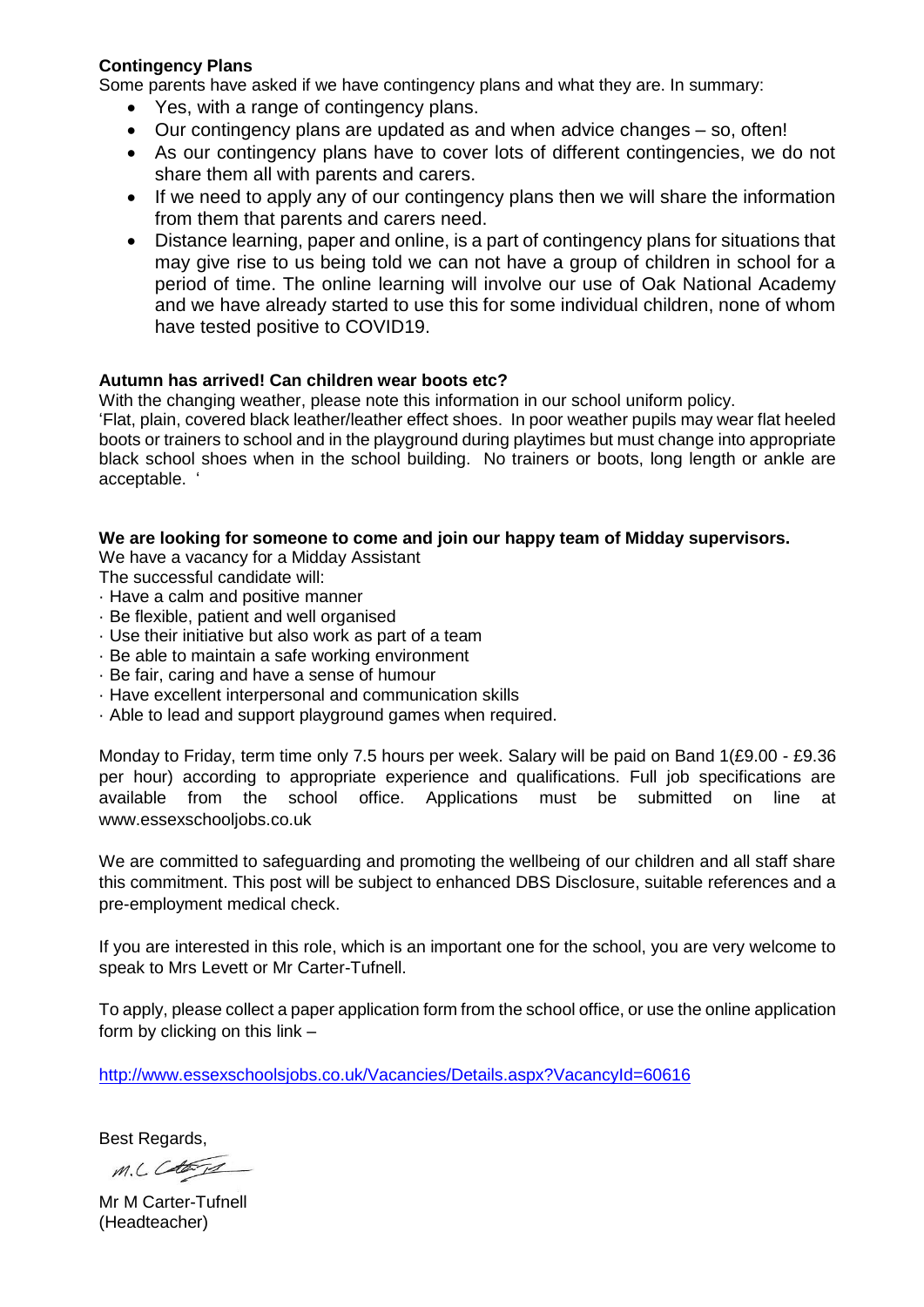**Contingency Plans**

Some parents have asked if we have contingency plans and what they are. In summary:

- Yes, with a range of contingency plans.
- Our contingency plans are updated as and when advice changes – so, often!
- As our contingency plans have to cover lots of different contingencies, we do not share them all with parents and carers.
- If we need to apply any of our contingency plans then we will share the information from them that parents and carers need.
- Distance learning, paper and online, is a part of contingency plans for situations that may give rise to us being told we can not have a group of children in school for a period of time. The online learning will involve our use of Oak National Academy and we have already started to use this for some individual children, none of whom have tested positive to COVID19.

**Autumn has arrived! Can children wear boots etc?**

With the changing weather, please note this information in our school uniform policy.

'Flat, plain, covered black leather/leather effect shoes. In poor weather pupils may wear flat heeled boots or trainers to school and in the playground during playtimes but must change into appropriate black school shoes when in the school building. No trainers or boots, long length or ankle are acceptable. '

**We are looking for someone to come and join our happy team of Midday supervisors.**

We have a vacancy for a Midday Assistant

The successful candidate will:

· Have a calm and positive manner
· Be flexible, patient and well organised
· Use their initiative but also work as part of a team
· Be able to maintain a safe working environment
· Be fair, caring and have a sense of humour
· Have excellent interpersonal and communication skills
· Able to lead and support playground games when required.

Monday to Friday, term time only 7.5 hours per week. Salary will be paid on Band 1(£9.00 - £9.36 per hour) according to appropriate experience and qualifications. Full job specifications are available from the school office. Applications must be submitted on line at www.essexschooljobs.co.uk

We are committed to safeguarding and promoting the wellbeing of our children and all staff share this commitment. This post will be subject to enhanced DBS Disclosure, suitable references and a pre-employment medical check.

If you are interested in this role, which is an important one for the school, you are very welcome to speak to Mrs Levett or Mr Carter-Tufnell.

To apply, please collect a paper application form from the school office, or use the online application form by clicking on this link –

http://www.essexschoolsjobs.co.uk/Vacancies/Details.aspx?VacancyId=60616

Best Regards,

M.C Carter-Tufnell

Mr M Carter-Tufnell
(Headteacher)